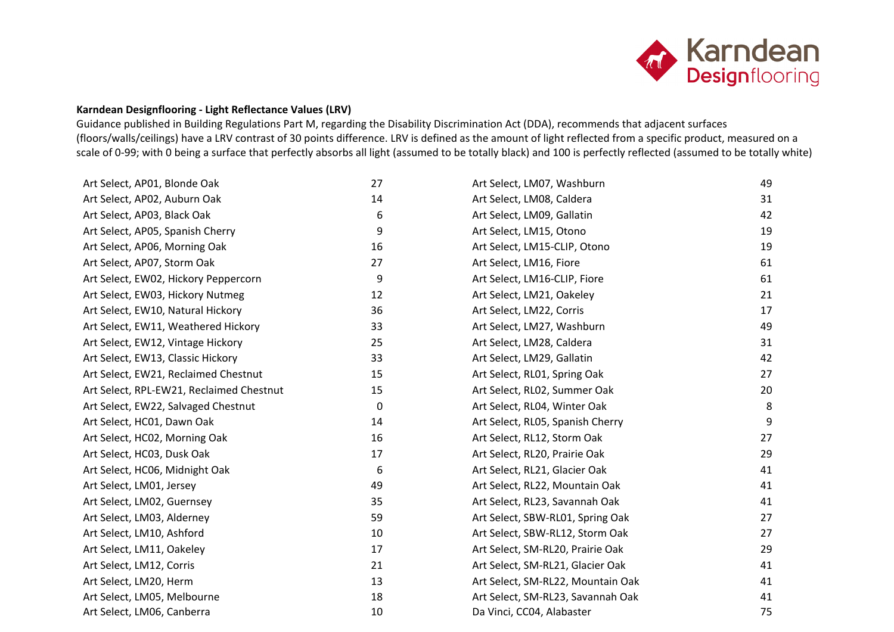**Karndean Designflooring - Light Reflectance Values (LRV)**

Guidance published in Building Regulations Part M, regarding the Disability Discrimination Act (DDA), recommends that adjacent surfaces (floors/walls/ceilings) have a LRV contrast of 30 points difference. LRV is defined as the amount of light reflected from a specific product, measured on a scale of 0-99; with 0 being a surface that perfectly absorbs all light (assumed to be totally black) and 100 is perfectly reflected (assumed to be totally white)

| Product | LRV |
|---|---|
| Art Select, AP01, Blonde Oak | 27 |
| Art Select, AP02, Auburn Oak | 14 |
| Art Select, AP03, Black Oak | 6 |
| Art Select, AP05, Spanish Cherry | 9 |
| Art Select, AP06, Morning Oak | 16 |
| Art Select, AP07, Storm Oak | 27 |
| Art Select, EW02, Hickory Peppercorn | 9 |
| Art Select, EW03, Hickory Nutmeg | 12 |
| Art Select, EW10, Natural Hickory | 36 |
| Art Select, EW11, Weathered Hickory | 33 |
| Art Select, EW12, Vintage Hickory | 25 |
| Art Select, EW13, Classic Hickory | 33 |
| Art Select, EW21, Reclaimed Chestnut | 15 |
| Art Select, RPL-EW21, Reclaimed Chestnut | 15 |
| Art Select, EW22, Salvaged Chestnut | 0 |
| Art Select, HC01, Dawn Oak | 14 |
| Art Select, HC02, Morning Oak | 16 |
| Art Select, HC03, Dusk Oak | 17 |
| Art Select, HC06, Midnight Oak | 6 |
| Art Select, LM01, Jersey | 49 |
| Art Select, LM02, Guernsey | 35 |
| Art Select, LM03, Alderney | 59 |
| Art Select, LM10, Ashford | 10 |
| Art Select, LM11, Oakeley | 17 |
| Art Select, LM12, Corris | 21 |
| Art Select, LM20, Herm | 13 |
| Art Select, LM05, Melbourne | 18 |
| Art Select, LM06, Canberra | 10 |
| Art Select, LM07, Washburn | 49 |
| Art Select, LM08, Caldera | 31 |
| Art Select, LM09, Gallatin | 42 |
| Art Select, LM15, Otono | 19 |
| Art Select, LM15-CLIP, Otono | 19 |
| Art Select, LM16, Fiore | 61 |
| Art Select, LM16-CLIP, Fiore | 61 |
| Art Select, LM21, Oakeley | 21 |
| Art Select, LM22, Corris | 17 |
| Art Select, LM27, Washburn | 49 |
| Art Select, LM28, Caldera | 31 |
| Art Select, LM29, Gallatin | 42 |
| Art Select, RL01, Spring Oak | 27 |
| Art Select, RL02, Summer Oak | 20 |
| Art Select, RL04, Winter Oak | 8 |
| Art Select, RL05, Spanish Cherry | 9 |
| Art Select, RL12, Storm Oak | 27 |
| Art Select, RL20, Prairie Oak | 29 |
| Art Select, RL21, Glacier Oak | 41 |
| Art Select, RL22, Mountain Oak | 41 |
| Art Select, RL23, Savannah Oak | 41 |
| Art Select, SBW-RL01, Spring Oak | 27 |
| Art Select, SBW-RL12, Storm Oak | 27 |
| Art Select, SM-RL20, Prairie Oak | 29 |
| Art Select, SM-RL21, Glacier Oak | 41 |
| Art Select, SM-RL22, Mountain Oak | 41 |
| Art Select, SM-RL23, Savannah Oak | 41 |
| Da Vinci, CC04, Alabaster | 75 |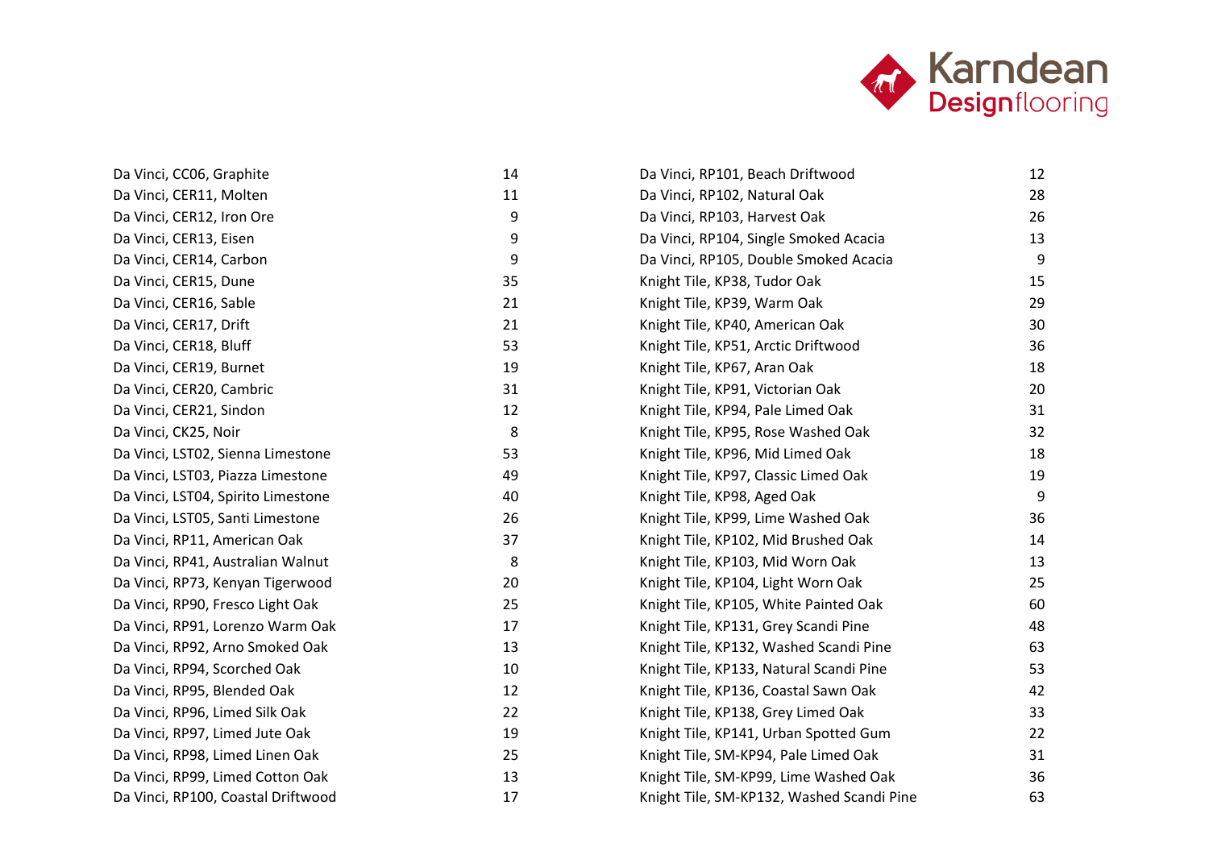| | |
|---|---|
| Da Vinci, CC06, Graphite | 14 |
| Da Vinci, CER11, Molten | 11 |
| Da Vinci, CER12, Iron Ore | 9 |
| Da Vinci, CER13, Eisen | 9 |
| Da Vinci, CER14, Carbon | 9 |
| Da Vinci, CER15, Dune | 35 |
| Da Vinci, CER16, Sable | 21 |
| Da Vinci, CER17, Drift | 21 |
| Da Vinci, CER18, Bluff | 53 |
| Da Vinci, CER19, Burnet | 19 |
| Da Vinci, CER20, Cambric | 31 |
| Da Vinci, CER21, Sindon | 12 |
| Da Vinci, CK25, Noir | 8 |
| Da Vinci, LST02, Sienna Limestone | 53 |
| Da Vinci, LST03, Piazza Limestone | 49 |
| Da Vinci, LST04, Spirito Limestone | 40 |
| Da Vinci, LST05, Santi Limestone | 26 |
| Da Vinci, RP11, American Oak | 37 |
| Da Vinci, RP41, Australian Walnut | 8 |
| Da Vinci, RP73, Kenyan Tigerwood | 20 |
| Da Vinci, RP90, Fresco Light Oak | 25 |
| Da Vinci, RP91, Lorenzo Warm Oak | 17 |
| Da Vinci, RP92, Arno Smoked Oak | 13 |
| Da Vinci, RP94, Scorched Oak | 10 |
| Da Vinci, RP95, Blended Oak | 12 |
| Da Vinci, RP96, Limed Silk Oak | 22 |
| Da Vinci, RP97, Limed Jute Oak | 19 |
| Da Vinci, RP98, Limed Linen Oak | 25 |
| Da Vinci, RP99, Limed Cotton Oak | 13 |
| Da Vinci, RP100, Coastal Driftwood | 17 |
| Da Vinci, RP101, Beach Driftwood | 12 |
| Da Vinci, RP102, Natural Oak | 28 |
| Da Vinci, RP103, Harvest Oak | 26 |
| Da Vinci, RP104, Single Smoked Acacia | 13 |
| Da Vinci, RP105, Double Smoked Acacia | 9 |
| Knight Tile, KP38, Tudor Oak | 15 |
| Knight Tile, KP39, Warm Oak | 29 |
| Knight Tile, KP40, American Oak | 30 |
| Knight Tile, KP51, Arctic Driftwood | 36 |
| Knight Tile, KP67, Aran Oak | 18 |
| Knight Tile, KP91, Victorian Oak | 20 |
| Knight Tile, KP94, Pale Limed Oak | 31 |
| Knight Tile, KP95, Rose Washed Oak | 32 |
| Knight Tile, KP96, Mid Limed Oak | 18 |
| Knight Tile, KP97, Classic Limed Oak | 19 |
| Knight Tile, KP98, Aged Oak | 9 |
| Knight Tile, KP99, Lime Washed Oak | 36 |
| Knight Tile, KP102, Mid Brushed Oak | 14 |
| Knight Tile, KP103, Mid Worn Oak | 13 |
| Knight Tile, KP104, Light Worn Oak | 25 |
| Knight Tile, KP105, White Painted Oak | 60 |
| Knight Tile, KP131, Grey Scandi Pine | 48 |
| Knight Tile, KP132, Washed Scandi Pine | 63 |
| Knight Tile, KP133, Natural Scandi Pine | 53 |
| Knight Tile, KP136, Coastal Sawn Oak | 42 |
| Knight Tile, KP138, Grey Limed Oak | 33 |
| Knight Tile, KP141, Urban Spotted Gum | 22 |
| Knight Tile, SM-KP94, Pale Limed Oak | 31 |
| Knight Tile, SM-KP99, Lime Washed Oak | 36 |
| Knight Tile, SM-KP132, Washed Scandi Pine | 63 |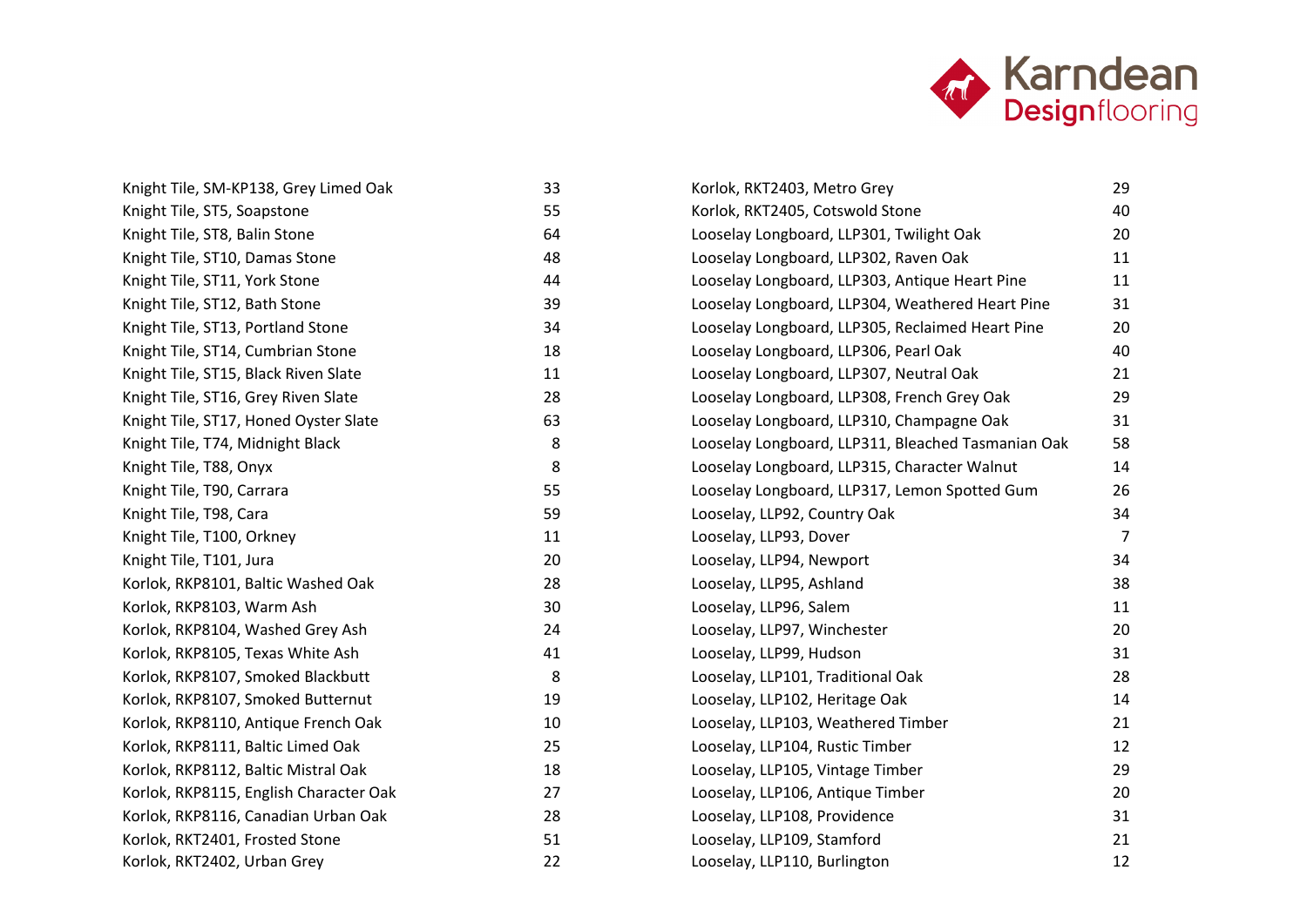| Product | Qty |
|---|---|
| Knight Tile, SM-KP138, Grey Limed Oak | 33 |
| Knight Tile, ST5, Soapstone | 55 |
| Knight Tile, ST8, Balin Stone | 64 |
| Knight Tile, ST10, Damas Stone | 48 |
| Knight Tile, ST11, York Stone | 44 |
| Knight Tile, ST12, Bath Stone | 39 |
| Knight Tile, ST13, Portland Stone | 34 |
| Knight Tile, ST14, Cumbrian Stone | 18 |
| Knight Tile, ST15, Black Riven Slate | 11 |
| Knight Tile, ST16, Grey Riven Slate | 28 |
| Knight Tile, ST17, Honed Oyster Slate | 63 |
| Knight Tile, T74, Midnight Black | 8 |
| Knight Tile, T88, Onyx | 8 |
| Knight Tile, T90, Carrara | 55 |
| Knight Tile, T98, Cara | 59 |
| Knight Tile, T100, Orkney | 11 |
| Knight Tile, T101, Jura | 20 |
| Korlok, RKP8101, Baltic Washed Oak | 28 |
| Korlok, RKP8103, Warm Ash | 30 |
| Korlok, RKP8104, Washed Grey Ash | 24 |
| Korlok, RKP8105, Texas White Ash | 41 |
| Korlok, RKP8107, Smoked Blackbutt | 8 |
| Korlok, RKP8107, Smoked Butternut | 19 |
| Korlok, RKP8110, Antique French Oak | 10 |
| Korlok, RKP8111, Baltic Limed Oak | 25 |
| Korlok, RKP8112, Baltic Mistral Oak | 18 |
| Korlok, RKP8115, English Character Oak | 27 |
| Korlok, RKP8116, Canadian Urban Oak | 28 |
| Korlok, RKT2401, Frosted Stone | 51 |
| Korlok, RKT2402, Urban Grey | 22 |
| Korlok, RKT2403, Metro Grey | 29 |
| Korlok, RKT2405, Cotswold Stone | 40 |
| Looselay Longboard, LLP301, Twilight Oak | 20 |
| Looselay Longboard, LLP302, Raven Oak | 11 |
| Looselay Longboard, LLP303, Antique Heart Pine | 11 |
| Looselay Longboard, LLP304, Weathered Heart Pine | 31 |
| Looselay Longboard, LLP305, Reclaimed Heart Pine | 20 |
| Looselay Longboard, LLP306, Pearl Oak | 40 |
| Looselay Longboard, LLP307, Neutral Oak | 21 |
| Looselay Longboard, LLP308, French Grey Oak | 29 |
| Looselay Longboard, LLP310, Champagne Oak | 31 |
| Looselay Longboard, LLP311, Bleached Tasmanian Oak | 58 |
| Looselay Longboard, LLP315, Character Walnut | 14 |
| Looselay Longboard, LLP317, Lemon Spotted Gum | 26 |
| Looselay, LLP92, Country Oak | 34 |
| Looselay, LLP93, Dover | 7 |
| Looselay, LLP94, Newport | 34 |
| Looselay, LLP95, Ashland | 38 |
| Looselay, LLP96, Salem | 11 |
| Looselay, LLP97, Winchester | 20 |
| Looselay, LLP99, Hudson | 31 |
| Looselay, LLP101, Traditional Oak | 28 |
| Looselay, LLP102, Heritage Oak | 14 |
| Looselay, LLP103, Weathered Timber | 21 |
| Looselay, LLP104, Rustic Timber | 12 |
| Looselay, LLP105, Vintage Timber | 29 |
| Looselay, LLP106, Antique Timber | 20 |
| Looselay, LLP108, Providence | 31 |
| Looselay, LLP109, Stamford | 21 |
| Looselay, LLP110, Burlington | 12 |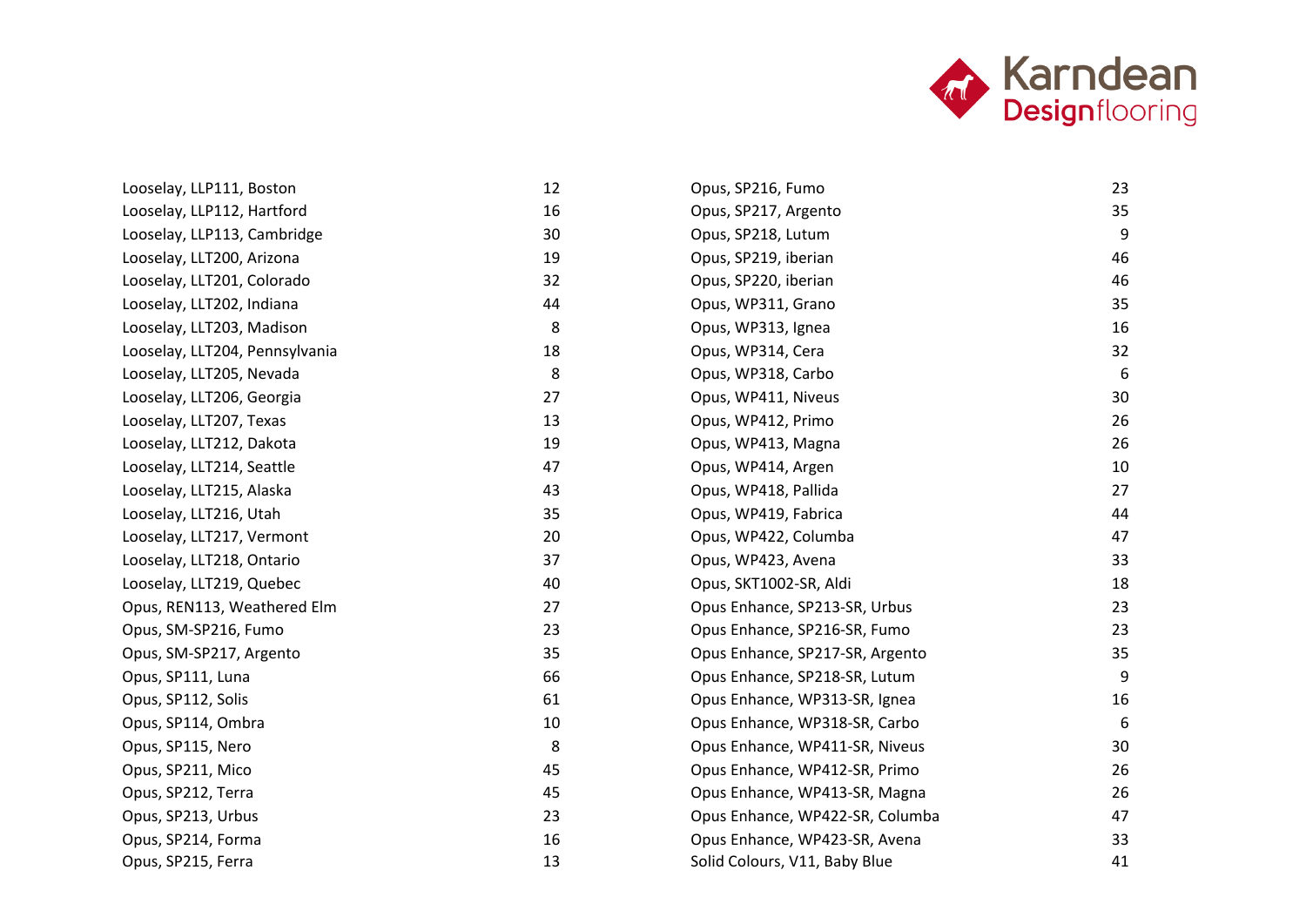| | |
|---|---|
| Looselay, LLP111, Boston | 12 |
| Looselay, LLP112, Hartford | 16 |
| Looselay, LLP113, Cambridge | 30 |
| Looselay, LLT200, Arizona | 19 |
| Looselay, LLT201, Colorado | 32 |
| Looselay, LLT202, Indiana | 44 |
| Looselay, LLT203, Madison | 8 |
| Looselay, LLT204, Pennsylvania | 18 |
| Looselay, LLT205, Nevada | 8 |
| Looselay, LLT206, Georgia | 27 |
| Looselay, LLT207, Texas | 13 |
| Looselay, LLT212, Dakota | 19 |
| Looselay, LLT214, Seattle | 47 |
| Looselay, LLT215, Alaska | 43 |
| Looselay, LLT216, Utah | 35 |
| Looselay, LLT217, Vermont | 20 |
| Looselay, LLT218, Ontario | 37 |
| Looselay, LLT219, Quebec | 40 |
| Opus, REN113, Weathered Elm | 27 |
| Opus, SM-SP216, Fumo | 23 |
| Opus, SM-SP217, Argento | 35 |
| Opus, SP111, Luna | 66 |
| Opus, SP112, Solis | 61 |
| Opus, SP114, Ombra | 10 |
| Opus, SP115, Nero | 8 |
| Opus, SP211, Mico | 45 |
| Opus, SP212, Terra | 45 |
| Opus, SP213, Urbus | 23 |
| Opus, SP214, Forma | 16 |
| Opus, SP215, Ferra | 13 |
| Opus, SP216, Fumo | 23 |
| Opus, SP217, Argento | 35 |
| Opus, SP218, Lutum | 9 |
| Opus, SP219, iberian | 46 |
| Opus, SP220, iberian | 46 |
| Opus, WP311, Grano | 35 |
| Opus, WP313, Ignea | 16 |
| Opus, WP314, Cera | 32 |
| Opus, WP318, Carbo | 6 |
| Opus, WP411, Niveus | 30 |
| Opus, WP412, Primo | 26 |
| Opus, WP413, Magna | 26 |
| Opus, WP414, Argen | 10 |
| Opus, WP418, Pallida | 27 |
| Opus, WP419, Fabrica | 44 |
| Opus, WP422, Columba | 47 |
| Opus, WP423, Avena | 33 |
| Opus, SKT1002-SR, Aldi | 18 |
| Opus Enhance, SP213-SR, Urbus | 23 |
| Opus Enhance, SP216-SR, Fumo | 23 |
| Opus Enhance, SP217-SR, Argento | 35 |
| Opus Enhance, SP218-SR, Lutum | 9 |
| Opus Enhance, WP313-SR, Ignea | 16 |
| Opus Enhance, WP318-SR, Carbo | 6 |
| Opus Enhance, WP411-SR, Niveus | 30 |
| Opus Enhance, WP412-SR, Primo | 26 |
| Opus Enhance, WP413-SR, Magna | 26 |
| Opus Enhance, WP422-SR, Columba | 47 |
| Opus Enhance, WP423-SR, Avena | 33 |
| Solid Colours, V11, Baby Blue | 41 |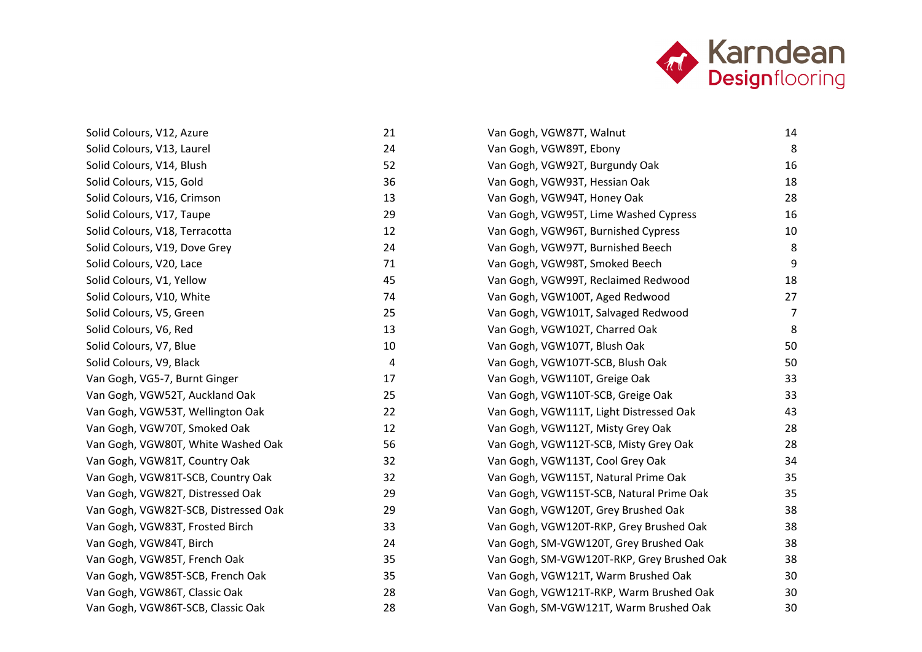| | |
|---|---|
| Solid Colours, V12, Azure | 21 |
| Solid Colours, V13, Laurel | 24 |
| Solid Colours, V14, Blush | 52 |
| Solid Colours, V15, Gold | 36 |
| Solid Colours, V16, Crimson | 13 |
| Solid Colours, V17, Taupe | 29 |
| Solid Colours, V18, Terracotta | 12 |
| Solid Colours, V19, Dove Grey | 24 |
| Solid Colours, V20, Lace | 71 |
| Solid Colours, V1, Yellow | 45 |
| Solid Colours, V10, White | 74 |
| Solid Colours, V5, Green | 25 |
| Solid Colours, V6, Red | 13 |
| Solid Colours, V7, Blue | 10 |
| Solid Colours, V9, Black | 4 |
| Van Gogh, VG5-7, Burnt Ginger | 17 |
| Van Gogh, VGW52T, Auckland Oak | 25 |
| Van Gogh, VGW53T, Wellington Oak | 22 |
| Van Gogh, VGW70T, Smoked Oak | 12 |
| Van Gogh, VGW80T, White Washed Oak | 56 |
| Van Gogh, VGW81T, Country Oak | 32 |
| Van Gogh, VGW81T-SCB, Country Oak | 32 |
| Van Gogh, VGW82T, Distressed Oak | 29 |
| Van Gogh, VGW82T-SCB, Distressed Oak | 29 |
| Van Gogh, VGW83T, Frosted Birch | 33 |
| Van Gogh, VGW84T, Birch | 24 |
| Van Gogh, VGW85T, French Oak | 35 |
| Van Gogh, VGW85T-SCB, French Oak | 35 |
| Van Gogh, VGW86T, Classic Oak | 28 |
| Van Gogh, VGW86T-SCB, Classic Oak | 28 |
| Van Gogh, VGW87T, Walnut | 14 |
| Van Gogh, VGW89T, Ebony | 8 |
| Van Gogh, VGW92T, Burgundy Oak | 16 |
| Van Gogh, VGW93T, Hessian Oak | 18 |
| Van Gogh, VGW94T, Honey Oak | 28 |
| Van Gogh, VGW95T, Lime Washed Cypress | 16 |
| Van Gogh, VGW96T, Burnished Cypress | 10 |
| Van Gogh, VGW97T, Burnished Beech | 8 |
| Van Gogh, VGW98T, Smoked Beech | 9 |
| Van Gogh, VGW99T, Reclaimed Redwood | 18 |
| Van Gogh, VGW100T, Aged Redwood | 27 |
| Van Gogh, VGW101T, Salvaged Redwood | 7 |
| Van Gogh, VGW102T, Charred Oak | 8 |
| Van Gogh, VGW107T, Blush Oak | 50 |
| Van Gogh, VGW107T-SCB, Blush Oak | 50 |
| Van Gogh, VGW110T, Greige Oak | 33 |
| Van Gogh, VGW110T-SCB, Greige Oak | 33 |
| Van Gogh, VGW111T, Light Distressed Oak | 43 |
| Van Gogh, VGW112T, Misty Grey Oak | 28 |
| Van Gogh, VGW112T-SCB, Misty Grey Oak | 28 |
| Van Gogh, VGW113T, Cool Grey Oak | 34 |
| Van Gogh, VGW115T, Natural Prime Oak | 35 |
| Van Gogh, VGW115T-SCB, Natural Prime Oak | 35 |
| Van Gogh, VGW120T, Grey Brushed Oak | 38 |
| Van Gogh, VGW120T-RKP, Grey Brushed Oak | 38 |
| Van Gogh, SM-VGW120T, Grey Brushed Oak | 38 |
| Van Gogh, SM-VGW120T-RKP, Grey Brushed Oak | 38 |
| Van Gogh, VGW121T, Warm Brushed Oak | 30 |
| Van Gogh, VGW121T-RKP, Warm Brushed Oak | 30 |
| Van Gogh, SM-VGW121T, Warm Brushed Oak | 30 |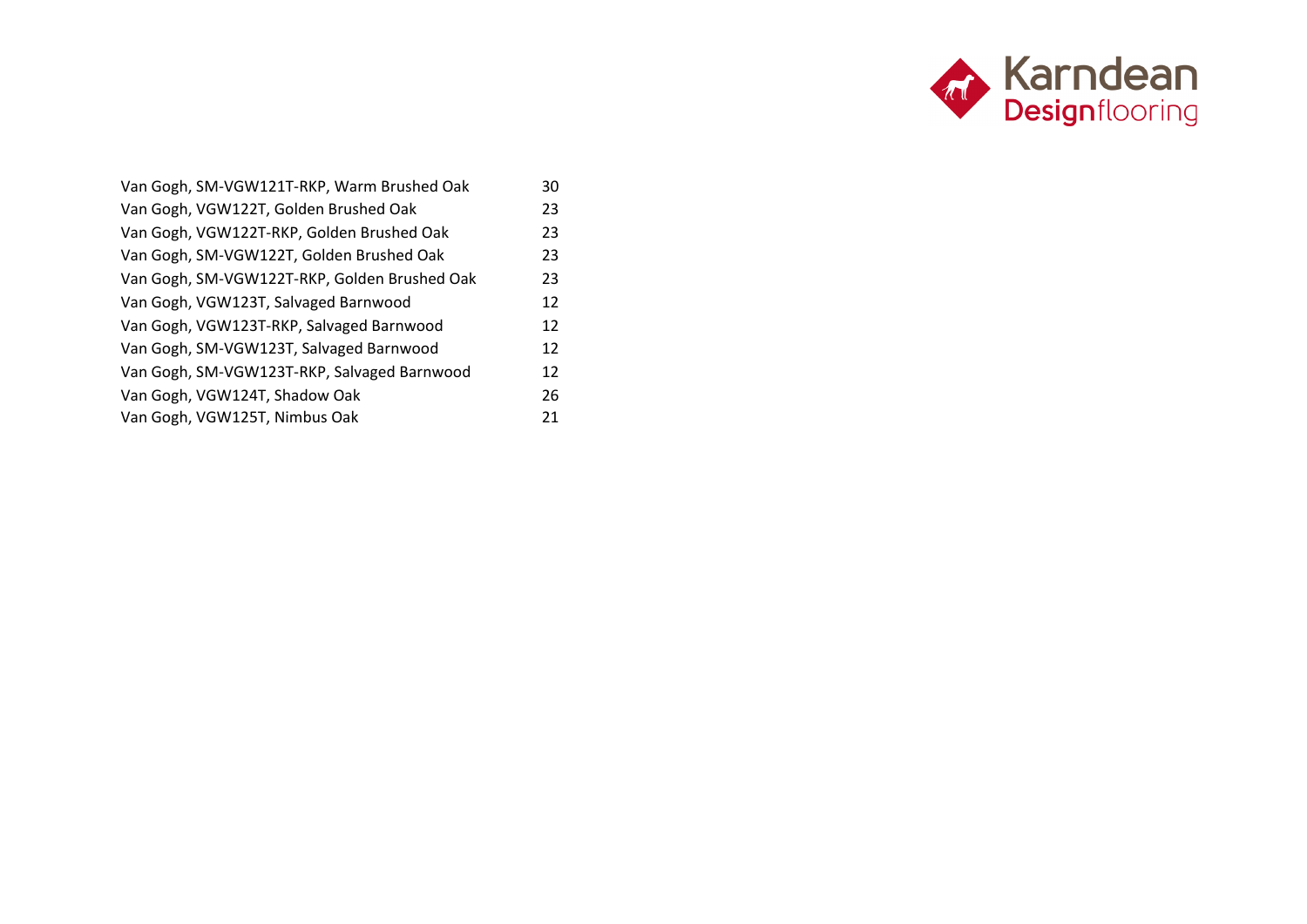| | |
|---|---|
| Van Gogh, SM-VGW121T-RKP, Warm Brushed Oak | 30 |
| Van Gogh, VGW122T, Golden Brushed Oak | 23 |
| Van Gogh, VGW122T-RKP, Golden Brushed Oak | 23 |
| Van Gogh, SM-VGW122T, Golden Brushed Oak | 23 |
| Van Gogh, SM-VGW122T-RKP, Golden Brushed Oak | 23 |
| Van Gogh, VGW123T, Salvaged Barnwood | 12 |
| Van Gogh, VGW123T-RKP, Salvaged Barnwood | 12 |
| Van Gogh, SM-VGW123T, Salvaged Barnwood | 12 |
| Van Gogh, SM-VGW123T-RKP, Salvaged Barnwood | 12 |
| Van Gogh, VGW124T, Shadow Oak | 26 |
| Van Gogh, VGW125T, Nimbus Oak | 21 |